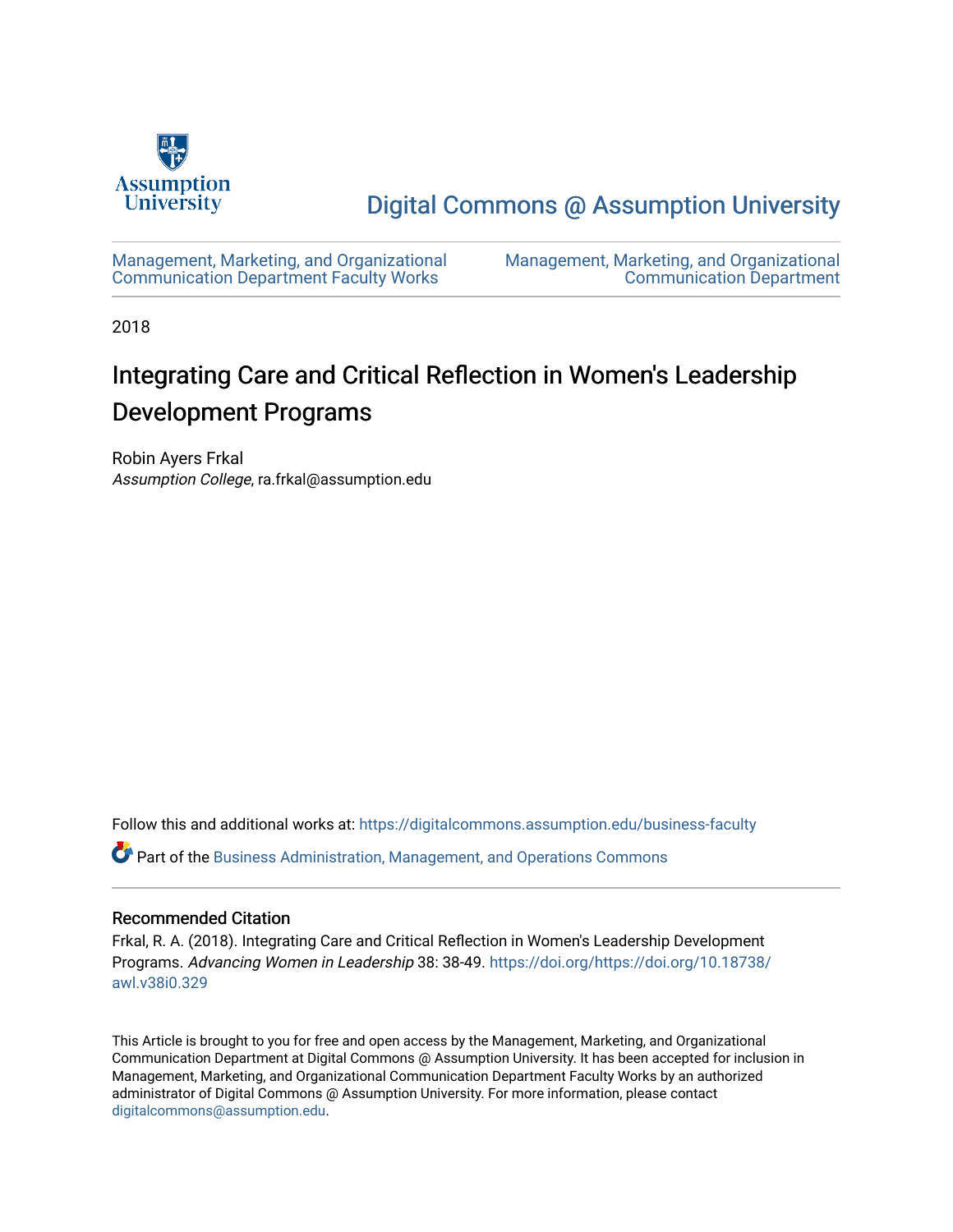Assumption University

# Digital Commons @ Assumption University

Management, Marketing, and Organizational Communication Department Faculty Works

Management, Marketing, and Organizational Communication Department

2018

# Integrating Care and Critical Reflection in Women's Leadership Development Programs

Robin Ayers Frkal
*Assumption College*, ra.frkal@assumption.edu

Follow this and additional works at: https://digitalcommons.assumption.edu/business-faculty

Part of the Business Administration, Management, and Operations Commons

## Recommended Citation

Frkal, R. A. (2018). Integrating Care and Critical Reflection in Women's Leadership Development Programs. *Advancing Women in Leadership* 38: 38-49. https://doi.org/https://doi.org/10.18738/awl.v38i0.329

This Article is brought to you for free and open access by the Management, Marketing, and Organizational Communication Department at Digital Commons @ Assumption University. It has been accepted for inclusion in Management, Marketing, and Organizational Communication Department Faculty Works by an authorized administrator of Digital Commons @ Assumption University. For more information, please contact digitalcommons@assumption.edu.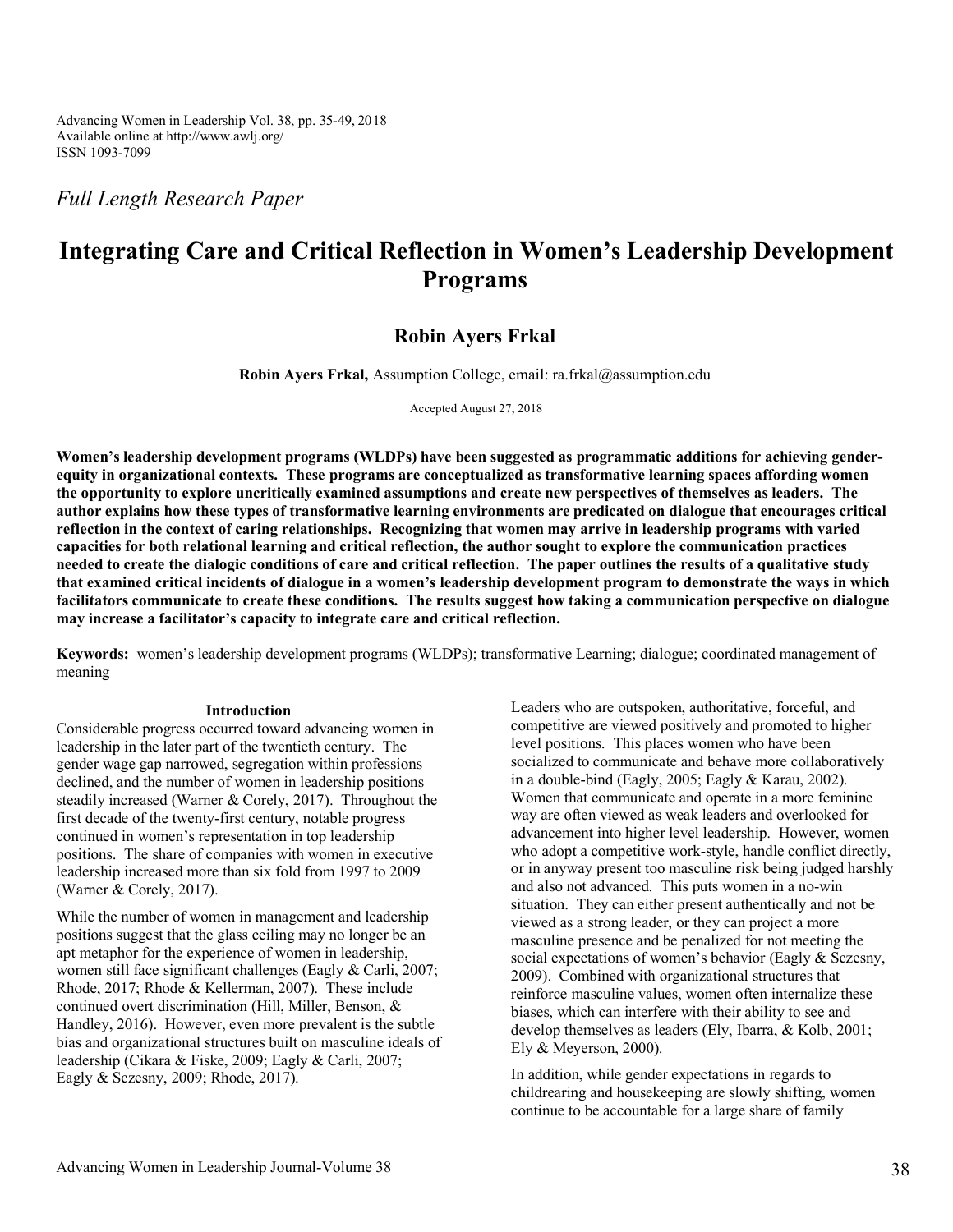*Full Length Research Paper*

# Integrating Care and Critical Reflection in Women's Leadership Development Programs

## Robin Ayers Frkal

**Robin Ayers Frkal,** Assumption College, email: ra.frkal@assumption.edu

Accepted August 27, 2018

**Women's leadership development programs (WLDPs) have been suggested as programmatic additions for achieving gender-equity in organizational contexts. These programs are conceptualized as transformative learning spaces affording women the opportunity to explore uncritically examined assumptions and create new perspectives of themselves as leaders. The author explains how these types of transformative learning environments are predicated on dialogue that encourages critical reflection in the context of caring relationships. Recognizing that women may arrive in leadership programs with varied capacities for both relational learning and critical reflection, the author sought to explore the communication practices needed to create the dialogic conditions of care and critical reflection. The paper outlines the results of a qualitative study that examined critical incidents of dialogue in a women's leadership development program to demonstrate the ways in which facilitators communicate to create these conditions. The results suggest how taking a communication perspective on dialogue may increase a facilitator's capacity to integrate care and critical reflection.**

**Keywords:** women's leadership development programs (WLDPs); transformative Learning; dialogue; coordinated management of meaning

### Introduction

Considerable progress occurred toward advancing women in leadership in the later part of the twentieth century. The gender wage gap narrowed, segregation within professions declined, and the number of women in leadership positions steadily increased (Warner & Corely, 2017). Throughout the first decade of the twenty-first century, notable progress continued in women's representation in top leadership positions. The share of companies with women in executive leadership increased more than six fold from 1997 to 2009 (Warner & Corely, 2017).

While the number of women in management and leadership positions suggest that the glass ceiling may no longer be an apt metaphor for the experience of women in leadership, women still face significant challenges (Eagly & Carli, 2007; Rhode, 2017; Rhode & Kellerman, 2007). These include continued overt discrimination (Hill, Miller, Benson, & Handley, 2016). However, even more prevalent is the subtle bias and organizational structures built on masculine ideals of leadership (Cikara & Fiske, 2009; Eagly & Carli, 2007; Eagly & Sczesny, 2009; Rhode, 2017).

Leaders who are outspoken, authoritative, forceful, and competitive are viewed positively and promoted to higher level positions. This places women who have been socialized to communicate and behave more collaboratively in a double-bind (Eagly, 2005; Eagly & Karau, 2002). Women that communicate and operate in a more feminine way are often viewed as weak leaders and overlooked for advancement into higher level leadership. However, women who adopt a competitive work-style, handle conflict directly, or in anyway present too masculine risk being judged harshly and also not advanced. This puts women in a no-win situation. They can either present authentically and not be viewed as a strong leader, or they can project a more masculine presence and be penalized for not meeting the social expectations of women's behavior (Eagly & Sczesny, 2009). Combined with organizational structures that reinforce masculine values, women often internalize these biases, which can interfere with their ability to see and develop themselves as leaders (Ely, Ibarra, & Kolb, 2001; Ely & Meyerson, 2000).

In addition, while gender expectations in regards to childrearing and housekeeping are slowly shifting, women continue to be accountable for a large share of family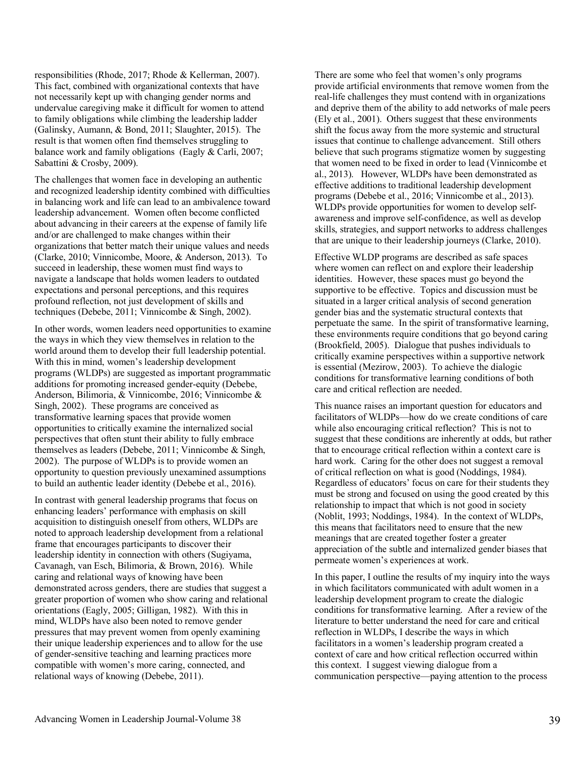responsibilities (Rhode, 2017; Rhode & Kellerman, 2007). This fact, combined with organizational contexts that have not necessarily kept up with changing gender norms and undervalue caregiving make it difficult for women to attend to family obligations while climbing the leadership ladder (Galinsky, Aumann, & Bond, 2011; Slaughter, 2015). The result is that women often find themselves struggling to balance work and family obligations (Eagly & Carli, 2007; Sabattini & Crosby, 2009).

The challenges that women face in developing an authentic and recognized leadership identity combined with difficulties in balancing work and life can lead to an ambivalence toward leadership advancement. Women often become conflicted about advancing in their careers at the expense of family life and/or are challenged to make changes within their organizations that better match their unique values and needs (Clarke, 2010; Vinnicombe, Moore, & Anderson, 2013). To succeed in leadership, these women must find ways to navigate a landscape that holds women leaders to outdated expectations and personal perceptions, and this requires profound reflection, not just development of skills and techniques (Debebe, 2011; Vinnicombe & Singh, 2002).

In other words, women leaders need opportunities to examine the ways in which they view themselves in relation to the world around them to develop their full leadership potential. With this in mind, women's leadership development programs (WLDPs) are suggested as important programmatic additions for promoting increased gender-equity (Debebe, Anderson, Bilimoria, & Vinnicombe, 2016; Vinnicombe & Singh, 2002). These programs are conceived as transformative learning spaces that provide women opportunities to critically examine the internalized social perspectives that often stunt their ability to fully embrace themselves as leaders (Debebe, 2011; Vinnicombe & Singh, 2002). The purpose of WLDPs is to provide women an opportunity to question previously unexamined assumptions to build an authentic leader identity (Debebe et al., 2016).

In contrast with general leadership programs that focus on enhancing leaders' performance with emphasis on skill acquisition to distinguish oneself from others, WLDPs are noted to approach leadership development from a relational frame that encourages participants to discover their leadership identity in connection with others (Sugiyama, Cavanagh, van Esch, Bilimoria, & Brown, 2016). While caring and relational ways of knowing have been demonstrated across genders, there are studies that suggest a greater proportion of women who show caring and relational orientations (Eagly, 2005; Gilligan, 1982). With this in mind, WLDPs have also been noted to remove gender pressures that may prevent women from openly examining their unique leadership experiences and to allow for the use of gender-sensitive teaching and learning practices more compatible with women's more caring, connected, and relational ways of knowing (Debebe, 2011).

There are some who feel that women's only programs provide artificial environments that remove women from the real-life challenges they must contend with in organizations and deprive them of the ability to add networks of male peers (Ely et al., 2001). Others suggest that these environments shift the focus away from the more systemic and structural issues that continue to challenge advancement. Still others believe that such programs stigmatize women by suggesting that women need to be fixed in order to lead (Vinnicombe et al., 2013). However, WLDPs have been demonstrated as effective additions to traditional leadership development programs (Debebe et al., 2016; Vinnicombe et al., 2013). WLDPs provide opportunities for women to develop self-awareness and improve self-confidence, as well as develop skills, strategies, and support networks to address challenges that are unique to their leadership journeys (Clarke, 2010).

Effective WLDP programs are described as safe spaces where women can reflect on and explore their leadership identities. However, these spaces must go beyond the supportive to be effective. Topics and discussion must be situated in a larger critical analysis of second generation gender bias and the systematic structural contexts that perpetuate the same. In the spirit of transformative learning, these environments require conditions that go beyond caring (Brookfield, 2005). Dialogue that pushes individuals to critically examine perspectives within a supportive network is essential (Mezirow, 2003). To achieve the dialogic conditions for transformative learning conditions of both care and critical reflection are needed.

This nuance raises an important question for educators and facilitators of WLDPs—how do we create conditions of care while also encouraging critical reflection? This is not to suggest that these conditions are inherently at odds, but rather that to encourage critical reflection within a context care is hard work. Caring for the other does not suggest a removal of critical reflection on what is good (Noddings, 1984). Regardless of educators' focus on care for their students they must be strong and focused on using the good created by this relationship to impact that which is not good in society (Noblit, 1993; Noddings, 1984). In the context of WLDPs, this means that facilitators need to ensure that the new meanings that are created together foster a greater appreciation of the subtle and internalized gender biases that permeate women's experiences at work.

In this paper, I outline the results of my inquiry into the ways in which facilitators communicated with adult women in a leadership development program to create the dialogic conditions for transformative learning. After a review of the literature to better understand the need for care and critical reflection in WLDPs, I describe the ways in which facilitators in a women's leadership program created a context of care and how critical reflection occurred within this context. I suggest viewing dialogue from a communication perspective—paying attention to the process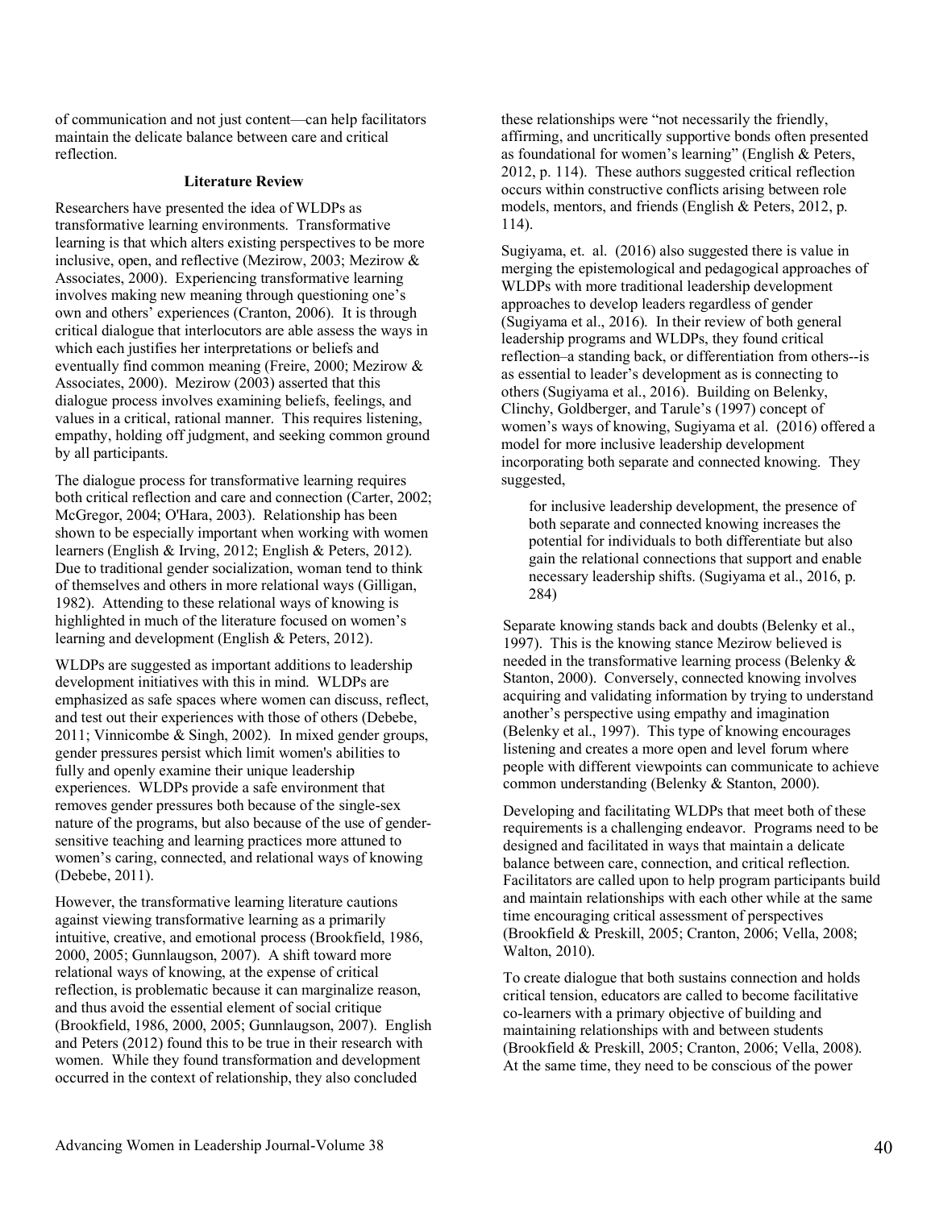of communication and not just content—can help facilitators maintain the delicate balance between care and critical reflection.

## Literature Review

Researchers have presented the idea of WLDPs as transformative learning environments. Transformative learning is that which alters existing perspectives to be more inclusive, open, and reflective (Mezirow, 2003; Mezirow & Associates, 2000). Experiencing transformative learning involves making new meaning through questioning one's own and others' experiences (Cranton, 2006). It is through critical dialogue that interlocutors are able assess the ways in which each justifies her interpretations or beliefs and eventually find common meaning (Freire, 2000; Mezirow & Associates, 2000). Mezirow (2003) asserted that this dialogue process involves examining beliefs, feelings, and values in a critical, rational manner. This requires listening, empathy, holding off judgment, and seeking common ground by all participants.

The dialogue process for transformative learning requires both critical reflection and care and connection (Carter, 2002; McGregor, 2004; O'Hara, 2003). Relationship has been shown to be especially important when working with women learners (English & Irving, 2012; English & Peters, 2012). Due to traditional gender socialization, woman tend to think of themselves and others in more relational ways (Gilligan, 1982). Attending to these relational ways of knowing is highlighted in much of the literature focused on women's learning and development (English & Peters, 2012).

WLDPs are suggested as important additions to leadership development initiatives with this in mind. WLDPs are emphasized as safe spaces where women can discuss, reflect, and test out their experiences with those of others (Debebe, 2011; Vinnicombe & Singh, 2002). In mixed gender groups, gender pressures persist which limit women's abilities to fully and openly examine their unique leadership experiences. WLDPs provide a safe environment that removes gender pressures both because of the single-sex nature of the programs, but also because of the use of gender-sensitive teaching and learning practices more attuned to women's caring, connected, and relational ways of knowing (Debebe, 2011).

However, the transformative learning literature cautions against viewing transformative learning as a primarily intuitive, creative, and emotional process (Brookfield, 1986, 2000, 2005; Gunnlaugson, 2007). A shift toward more relational ways of knowing, at the expense of critical reflection, is problematic because it can marginalize reason, and thus avoid the essential element of social critique (Brookfield, 1986, 2000, 2005; Gunnlaugson, 2007). English and Peters (2012) found this to be true in their research with women. While they found transformation and development occurred in the context of relationship, they also concluded these relationships were "not necessarily the friendly, affirming, and uncritically supportive bonds often presented as foundational for women's learning" (English & Peters, 2012, p. 114). These authors suggested critical reflection occurs within constructive conflicts arising between role models, mentors, and friends (English & Peters, 2012, p. 114).

Sugiyama, et. al. (2016) also suggested there is value in merging the epistemological and pedagogical approaches of WLDPs with more traditional leadership development approaches to develop leaders regardless of gender (Sugiyama et al., 2016). In their review of both general leadership programs and WLDPs, they found critical reflection–a standing back, or differentiation from others--is as essential to leader's development as is connecting to others (Sugiyama et al., 2016). Building on Belenky, Clinchy, Goldberger, and Tarule's (1997) concept of women's ways of knowing, Sugiyama et al. (2016) offered a model for more inclusive leadership development incorporating both separate and connected knowing. They suggested,

> for inclusive leadership development, the presence of both separate and connected knowing increases the potential for individuals to both differentiate but also gain the relational connections that support and enable necessary leadership shifts. (Sugiyama et al., 2016, p. 284)

Separate knowing stands back and doubts (Belenky et al., 1997). This is the knowing stance Mezirow believed is needed in the transformative learning process (Belenky & Stanton, 2000). Conversely, connected knowing involves acquiring and validating information by trying to understand another's perspective using empathy and imagination (Belenky et al., 1997). This type of knowing encourages listening and creates a more open and level forum where people with different viewpoints can communicate to achieve common understanding (Belenky & Stanton, 2000).

Developing and facilitating WLDPs that meet both of these requirements is a challenging endeavor. Programs need to be designed and facilitated in ways that maintain a delicate balance between care, connection, and critical reflection. Facilitators are called upon to help program participants build and maintain relationships with each other while at the same time encouraging critical assessment of perspectives (Brookfield & Preskill, 2005; Cranton, 2006; Vella, 2008; Walton, 2010).

To create dialogue that both sustains connection and holds critical tension, educators are called to become facilitative co-learners with a primary objective of building and maintaining relationships with and between students (Brookfield & Preskill, 2005; Cranton, 2006; Vella, 2008). At the same time, they need to be conscious of the power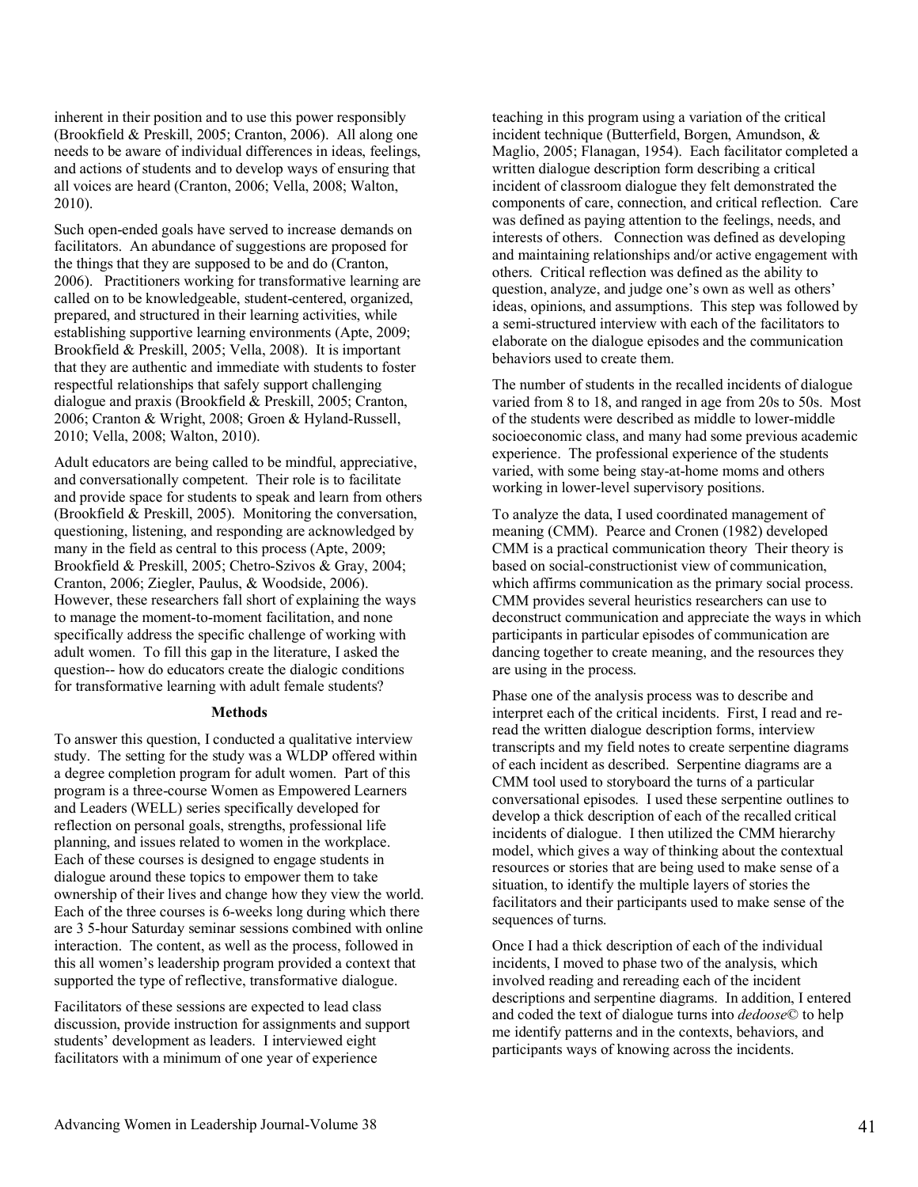inherent in their position and to use this power responsibly (Brookfield & Preskill, 2005; Cranton, 2006). All along one needs to be aware of individual differences in ideas, feelings, and actions of students and to develop ways of ensuring that all voices are heard (Cranton, 2006; Vella, 2008; Walton, 2010).

Such open-ended goals have served to increase demands on facilitators. An abundance of suggestions are proposed for the things that they are supposed to be and do (Cranton, 2006). Practitioners working for transformative learning are called on to be knowledgeable, student-centered, organized, prepared, and structured in their learning activities, while establishing supportive learning environments (Apte, 2009; Brookfield & Preskill, 2005; Vella, 2008). It is important that they are authentic and immediate with students to foster respectful relationships that safely support challenging dialogue and praxis (Brookfield & Preskill, 2005; Cranton, 2006; Cranton & Wright, 2008; Groen & Hyland-Russell, 2010; Vella, 2008; Walton, 2010).

Adult educators are being called to be mindful, appreciative, and conversationally competent. Their role is to facilitate and provide space for students to speak and learn from others (Brookfield & Preskill, 2005). Monitoring the conversation, questioning, listening, and responding are acknowledged by many in the field as central to this process (Apte, 2009; Brookfield & Preskill, 2005; Chetro-Szivos & Gray, 2004; Cranton, 2006; Ziegler, Paulus, & Woodside, 2006). However, these researchers fall short of explaining the ways to manage the moment-to-moment facilitation, and none specifically address the specific challenge of working with adult women. To fill this gap in the literature, I asked the question-- how do educators create the dialogic conditions for transformative learning with adult female students?

## Methods

To answer this question, I conducted a qualitative interview study. The setting for the study was a WLDP offered within a degree completion program for adult women. Part of this program is a three-course Women as Empowered Learners and Leaders (WELL) series specifically developed for reflection on personal goals, strengths, professional life planning, and issues related to women in the workplace. Each of these courses is designed to engage students in dialogue around these topics to empower them to take ownership of their lives and change how they view the world. Each of the three courses is 6-weeks long during which there are 3 5-hour Saturday seminar sessions combined with online interaction. The content, as well as the process, followed in this all women's leadership program provided a context that supported the type of reflective, transformative dialogue.

Facilitators of these sessions are expected to lead class discussion, provide instruction for assignments and support students' development as leaders. I interviewed eight facilitators with a minimum of one year of experience teaching in this program using a variation of the critical incident technique (Butterfield, Borgen, Amundson, & Maglio, 2005; Flanagan, 1954). Each facilitator completed a written dialogue description form describing a critical incident of classroom dialogue they felt demonstrated the components of care, connection, and critical reflection. Care was defined as paying attention to the feelings, needs, and interests of others. Connection was defined as developing and maintaining relationships and/or active engagement with others. Critical reflection was defined as the ability to question, analyze, and judge one's own as well as others' ideas, opinions, and assumptions. This step was followed by a semi-structured interview with each of the facilitators to elaborate on the dialogue episodes and the communication behaviors used to create them.

The number of students in the recalled incidents of dialogue varied from 8 to 18, and ranged in age from 20s to 50s. Most of the students were described as middle to lower-middle socioeconomic class, and many had some previous academic experience. The professional experience of the students varied, with some being stay-at-home moms and others working in lower-level supervisory positions.

To analyze the data, I used coordinated management of meaning (CMM). Pearce and Cronen (1982) developed CMM is a practical communication theory Their theory is based on social-constructionist view of communication, which affirms communication as the primary social process. CMM provides several heuristics researchers can use to deconstruct communication and appreciate the ways in which participants in particular episodes of communication are dancing together to create meaning, and the resources they are using in the process.

Phase one of the analysis process was to describe and interpret each of the critical incidents. First, I read and re-read the written dialogue description forms, interview transcripts and my field notes to create serpentine diagrams of each incident as described. Serpentine diagrams are a CMM tool used to storyboard the turns of a particular conversational episodes. I used these serpentine outlines to develop a thick description of each of the recalled critical incidents of dialogue. I then utilized the CMM hierarchy model, which gives a way of thinking about the contextual resources or stories that are being used to make sense of a situation, to identify the multiple layers of stories the facilitators and their participants used to make sense of the sequences of turns.

Once I had a thick description of each of the individual incidents, I moved to phase two of the analysis, which involved reading and rereading each of the incident descriptions and serpentine diagrams. In addition, I entered and coded the text of dialogue turns into *dedoose*© to help me identify patterns and in the contexts, behaviors, and participants ways of knowing across the incidents.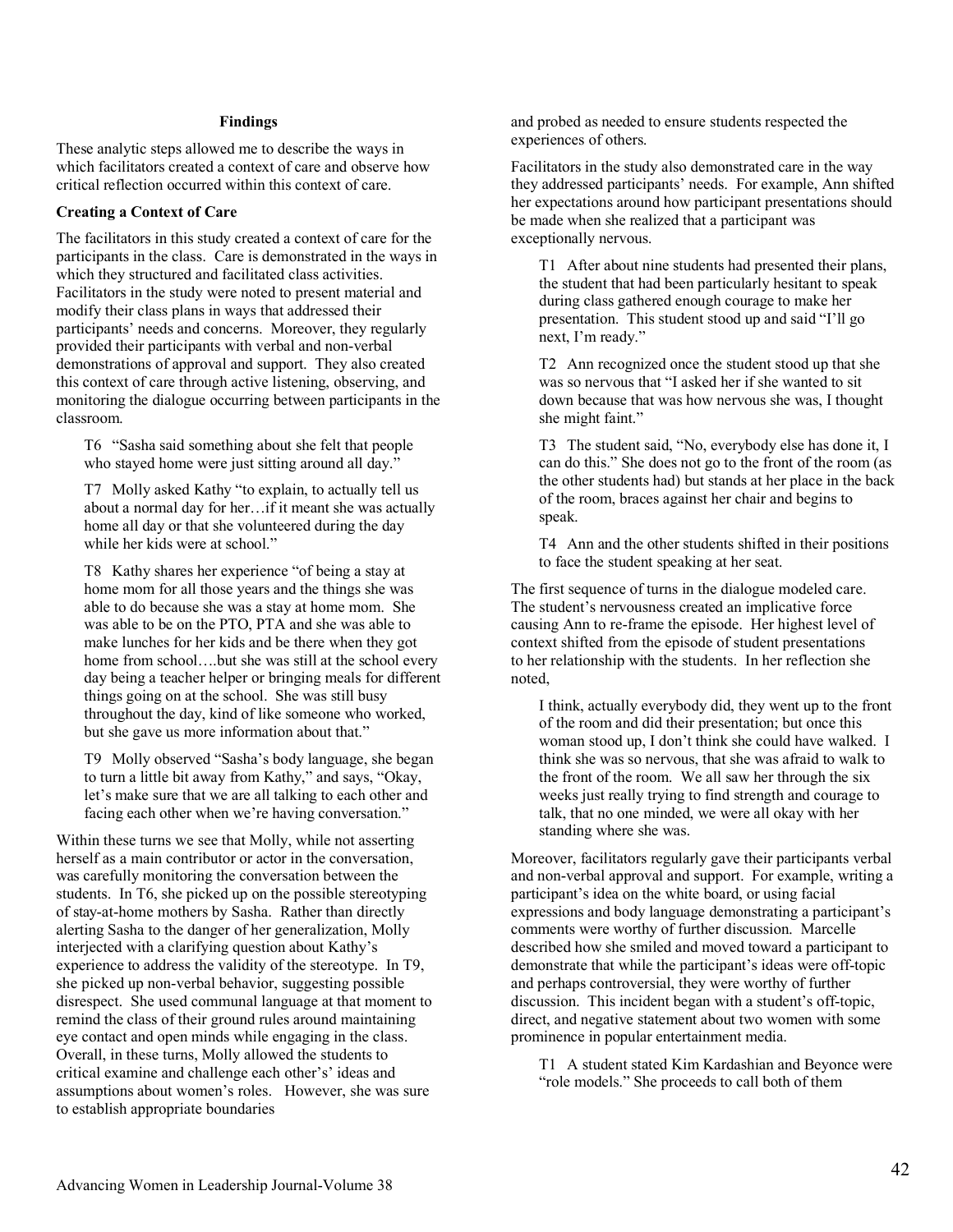### Findings

These analytic steps allowed me to describe the ways in which facilitators created a context of care and observe how critical reflection occurred within this context of care.

#### Creating a Context of Care

The facilitators in this study created a context of care for the participants in the class. Care is demonstrated in the ways in which they structured and facilitated class activities. Facilitators in the study were noted to present material and modify their class plans in ways that addressed their participants' needs and concerns. Moreover, they regularly provided their participants with verbal and non-verbal demonstrations of approval and support. They also created this context of care through active listening, observing, and monitoring the dialogue occurring between participants in the classroom.

> T6 "Sasha said something about she felt that people who stayed home were just sitting around all day."
>
> T7 Molly asked Kathy "to explain, to actually tell us about a normal day for her…if it meant she was actually home all day or that she volunteered during the day while her kids were at school."
>
> T8 Kathy shares her experience "of being a stay at home mom for all those years and the things she was able to do because she was a stay at home mom. She was able to be on the PTO, PTA and she was able to make lunches for her kids and be there when they got home from school….but she was still at the school every day being a teacher helper or bringing meals for different things going on at the school. She was still busy throughout the day, kind of like someone who worked, but she gave us more information about that."
>
> T9 Molly observed "Sasha's body language, she began to turn a little bit away from Kathy," and says, "Okay, let's make sure that we are all talking to each other and facing each other when we're having conversation."

Within these turns we see that Molly, while not asserting herself as a main contributor or actor in the conversation, was carefully monitoring the conversation between the students. In T6, she picked up on the possible stereotyping of stay-at-home mothers by Sasha. Rather than directly alerting Sasha to the danger of her generalization, Molly interjected with a clarifying question about Kathy's experience to address the validity of the stereotype. In T9, she picked up non-verbal behavior, suggesting possible disrespect. She used communal language at that moment to remind the class of their ground rules around maintaining eye contact and open minds while engaging in the class. Overall, in these turns, Molly allowed the students to critical examine and challenge each other's' ideas and assumptions about women's roles. However, she was sure to establish appropriate boundaries and probed as needed to ensure students respected the experiences of others.

Facilitators in the study also demonstrated care in the way they addressed participants' needs. For example, Ann shifted her expectations around how participant presentations should be made when she realized that a participant was exceptionally nervous.

> T1 After about nine students had presented their plans, the student that had been particularly hesitant to speak during class gathered enough courage to make her presentation. This student stood up and said "I'll go next, I'm ready."
>
> T2 Ann recognized once the student stood up that she was so nervous that "I asked her if she wanted to sit down because that was how nervous she was, I thought she might faint."
>
> T3 The student said, "No, everybody else has done it, I can do this." She does not go to the front of the room (as the other students had) but stands at her place in the back of the room, braces against her chair and begins to speak.
>
> T4 Ann and the other students shifted in their positions to face the student speaking at her seat.

The first sequence of turns in the dialogue modeled care. The student's nervousness created an implicative force causing Ann to re-frame the episode. Her highest level of context shifted from the episode of student presentations to her relationship with the students. In her reflection she noted,

> I think, actually everybody did, they went up to the front of the room and did their presentation; but once this woman stood up, I don't think she could have walked. I think she was so nervous, that she was afraid to walk to the front of the room. We all saw her through the six weeks just really trying to find strength and courage to talk, that no one minded, we were all okay with her standing where she was.

Moreover, facilitators regularly gave their participants verbal and non-verbal approval and support. For example, writing a participant's idea on the white board, or using facial expressions and body language demonstrating a participant's comments were worthy of further discussion. Marcelle described how she smiled and moved toward a participant to demonstrate that while the participant's ideas were off-topic and perhaps controversial, they were worthy of further discussion. This incident began with a student's off-topic, direct, and negative statement about two women with some prominence in popular entertainment media.

> T1 A student stated Kim Kardashian and Beyonce were "role models." She proceeds to call both of them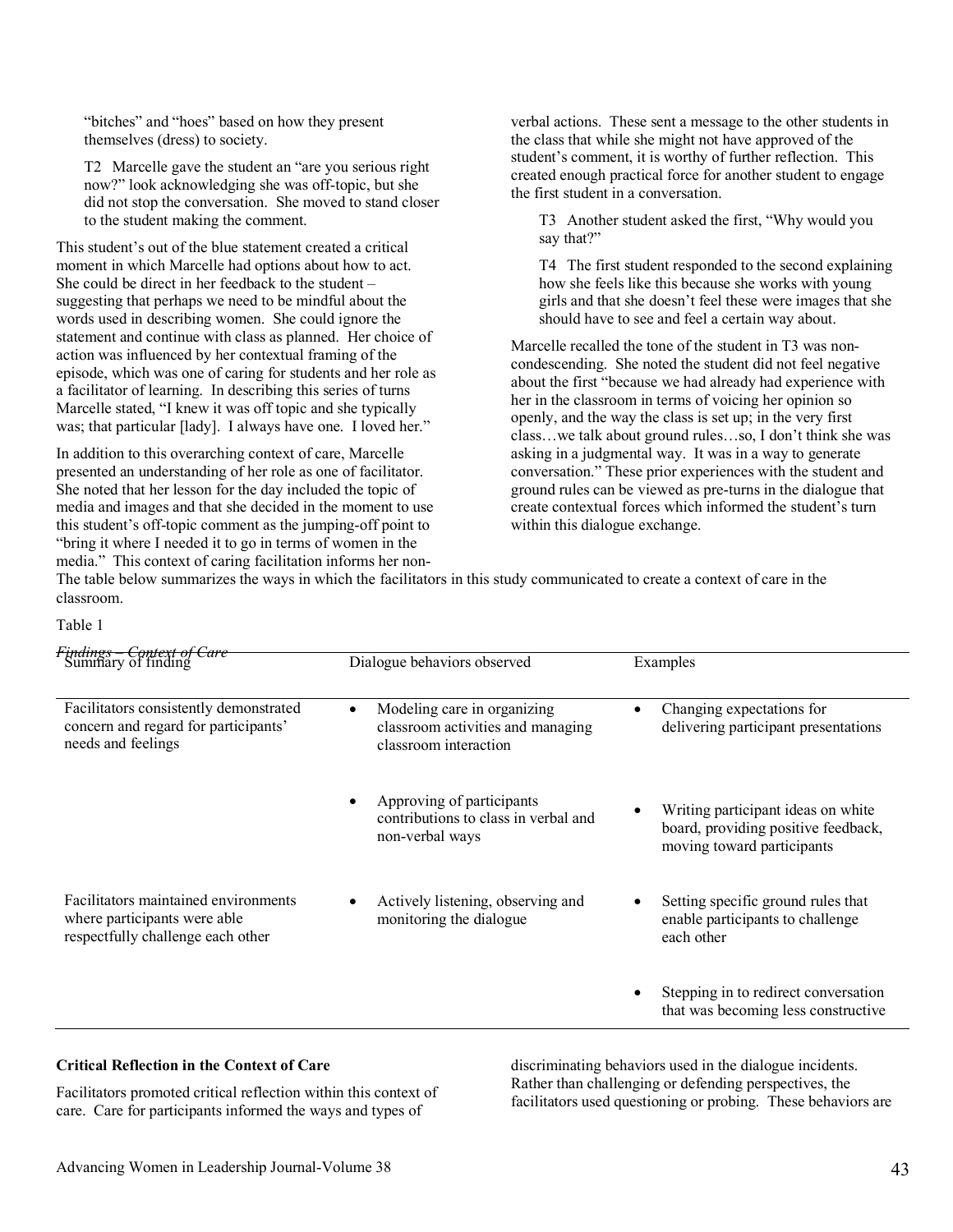"bitches" and "hoes" based on how they present themselves (dress) to society.

T2 Marcelle gave the student an "are you serious right now?" look acknowledging she was off-topic, but she did not stop the conversation. She moved to stand closer to the student making the comment.

This student's out of the blue statement created a critical moment in which Marcelle had options about how to act. She could be direct in her feedback to the student – suggesting that perhaps we need to be mindful about the words used in describing women. She could ignore the statement and continue with class as planned. Her choice of action was influenced by her contextual framing of the episode, which was one of caring for students and her role as a facilitator of learning. In describing this series of turns Marcelle stated, "I knew it was off topic and she typically was; that particular [lady]. I always have one. I loved her."

In addition to this overarching context of care, Marcelle presented an understanding of her role as one of facilitator. She noted that her lesson for the day included the topic of media and images and that she decided in the moment to use this student's off-topic comment as the jumping-off point to "bring it where I needed it to go in terms of women in the media." This context of caring facilitation informs her non-verbal actions. These sent a message to the other students in the class that while she might not have approved of the student's comment, it is worthy of further reflection. This created enough practical force for another student to engage the first student in a conversation.

T3 Another student asked the first, "Why would you say that?"

T4 The first student responded to the second explaining how she feels like this because she works with young girls and that she doesn't feel these were images that she should have to see and feel a certain way about.

Marcelle recalled the tone of the student in T3 was non-condescending. She noted the student did not feel negative about the first "because we had already had experience with her in the classroom in terms of voicing her opinion so openly, and the way the class is set up; in the very first class…we talk about ground rules…so, I don't think she was asking in a judgmental way. It was in a way to generate conversation." These prior experiences with the student and ground rules can be viewed as pre-turns in the dialogue that create contextual forces which informed the student's turn within this dialogue exchange.

The table below summarizes the ways in which the facilitators in this study communicated to create a context of care in the classroom.

Table 1

*Findings – Context of Care*

| Summary of finding | Dialogue behaviors observed | Examples |
|---|---|---|
| Facilitators consistently demonstrated concern and regard for participants' needs and feelings | • Modeling care in organizing classroom activities and managing classroom interaction | • Changing expectations for delivering participant presentations |
| | • Approving of participants contributions to class in verbal and non-verbal ways | • Writing participant ideas on white board, providing positive feedback, moving toward participants |
| Facilitators maintained environments where participants were able respectfully challenge each other | • Actively listening, observing and monitoring the dialogue | • Setting specific ground rules that enable participants to challenge each other |
| | | • Stepping in to redirect conversation that was becoming less constructive |

**Critical Reflection in the Context of Care**

Facilitators promoted critical reflection within this context of care. Care for participants informed the ways and types of discriminating behaviors used in the dialogue incidents. Rather than challenging or defending perspectives, the facilitators used questioning or probing. These behaviors are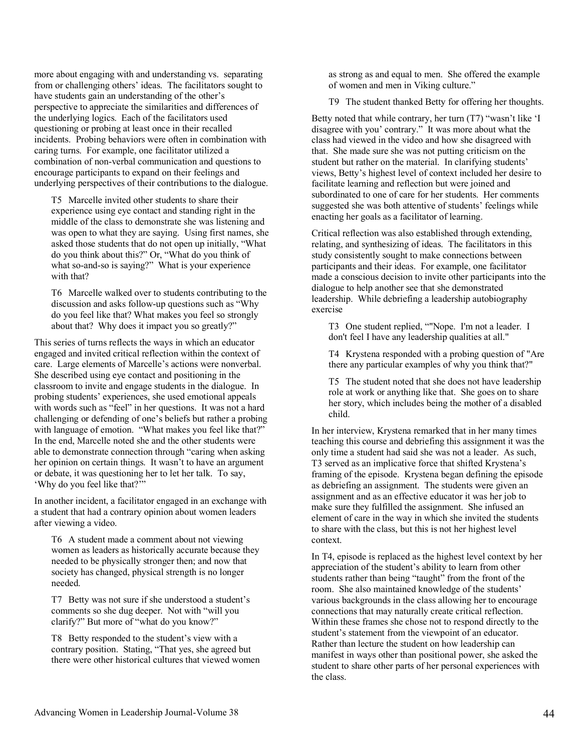more about engaging with and understanding vs. separating from or challenging others' ideas. The facilitators sought to have students gain an understanding of the other's perspective to appreciate the similarities and differences of the underlying logics. Each of the facilitators used questioning or probing at least once in their recalled incidents. Probing behaviors were often in combination with caring turns. For example, one facilitator utilized a combination of non-verbal communication and questions to encourage participants to expand on their feelings and underlying perspectives of their contributions to the dialogue.

> T5 Marcelle invited other students to share their experience using eye contact and standing right in the middle of the class to demonstrate she was listening and was open to what they are saying. Using first names, she asked those students that do not open up initially, "What do you think about this?" Or, "What do you think of what so-and-so is saying?" What is your experience with that?
>
> T6 Marcelle walked over to students contributing to the discussion and asks follow-up questions such as "Why do you feel like that? What makes you feel so strongly about that? Why does it impact you so greatly?"

This series of turns reflects the ways in which an educator engaged and invited critical reflection within the context of care. Large elements of Marcelle's actions were nonverbal. She described using eye contact and positioning in the classroom to invite and engage students in the dialogue. In probing students' experiences, she used emotional appeals with words such as "feel" in her questions. It was not a hard challenging or defending of one's beliefs but rather a probing with language of emotion. "What makes you feel like that?" In the end, Marcelle noted she and the other students were able to demonstrate connection through "caring when asking her opinion on certain things. It wasn't to have an argument or debate, it was questioning her to let her talk. To say, 'Why do you feel like that?'"

In another incident, a facilitator engaged in an exchange with a student that had a contrary opinion about women leaders after viewing a video.

> T6 A student made a comment about not viewing women as leaders as historically accurate because they needed to be physically stronger then; and now that society has changed, physical strength is no longer needed.
>
> T7 Betty was not sure if she understood a student's comments so she dug deeper. Not with "will you clarify?" But more of "what do you know?"
>
> T8 Betty responded to the student's view with a contrary position. Stating, "That yes, she agreed but there were other historical cultures that viewed women as strong as and equal to men. She offered the example of women and men in Viking culture."
>
> T9 The student thanked Betty for offering her thoughts.

Betty noted that while contrary, her turn (T7) "wasn't like 'I disagree with you' contrary." It was more about what the class had viewed in the video and how she disagreed with that. She made sure she was not putting criticism on the student but rather on the material. In clarifying students' views, Betty's highest level of context included her desire to facilitate learning and reflection but were joined and subordinated to one of care for her students. Her comments suggested she was both attentive of students' feelings while enacting her goals as a facilitator of learning.

Critical reflection was also established through extending, relating, and synthesizing of ideas. The facilitators in this study consistently sought to make connections between participants and their ideas. For example, one facilitator made a conscious decision to invite other participants into the dialogue to help another see that she demonstrated leadership. While debriefing a leadership autobiography exercise

> T3 One student replied, ""Nope. I'm not a leader. I don't feel I have any leadership qualities at all."
>
> T4 Krystena responded with a probing question of "Are there any particular examples of why you think that?"
>
> T5 The student noted that she does not have leadership role at work or anything like that. She goes on to share her story, which includes being the mother of a disabled child.

In her interview, Krystena remarked that in her many times teaching this course and debriefing this assignment it was the only time a student had said she was not a leader. As such, T3 served as an implicative force that shifted Krystena's framing of the episode. Krystena began defining the episode as debriefing an assignment. The students were given an assignment and as an effective educator it was her job to make sure they fulfilled the assignment. She infused an element of care in the way in which she invited the students to share with the class, but this is not her highest level context.

In T4, episode is replaced as the highest level context by her appreciation of the student's ability to learn from other students rather than being "taught" from the front of the room. She also maintained knowledge of the students' various backgrounds in the class allowing her to encourage connections that may naturally create critical reflection. Within these frames she chose not to respond directly to the student's statement from the viewpoint of an educator. Rather than lecture the student on how leadership can manifest in ways other than positional power, she asked the student to share other parts of her personal experiences with the class.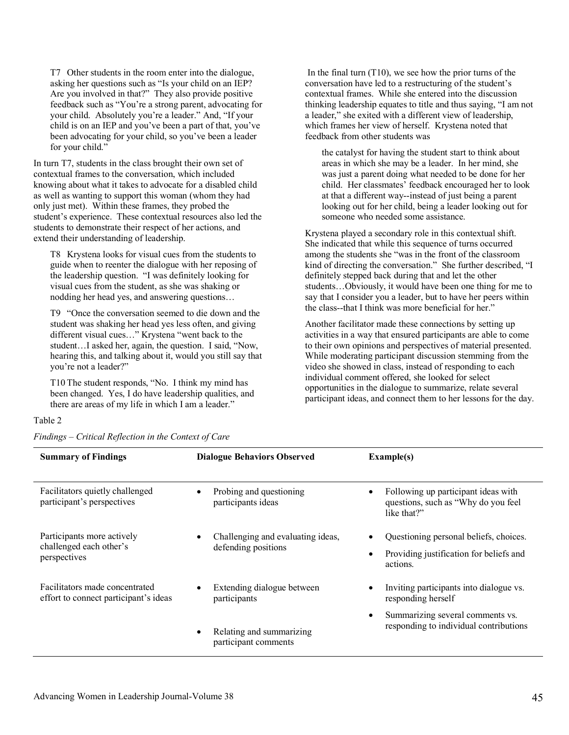T7 Other students in the room enter into the dialogue, asking her questions such as "Is your child on an IEP? Are you involved in that?" They also provide positive feedback such as "You're a strong parent, advocating for your child. Absolutely you're a leader." And, "If your child is on an IEP and you've been a part of that, you've been advocating for your child, so you've been a leader for your child."

In turn T7, students in the class brought their own set of contextual frames to the conversation, which included knowing about what it takes to advocate for a disabled child as well as wanting to support this woman (whom they had only just met). Within these frames, they probed the student's experience. These contextual resources also led the students to demonstrate their respect of her actions, and extend their understanding of leadership.

T8 Krystena looks for visual cues from the students to guide when to reenter the dialogue with her reposing of the leadership question. "I was definitely looking for visual cues from the student, as she was shaking or nodding her head yes, and answering questions…

T9 "Once the conversation seemed to die down and the student was shaking her head yes less often, and giving different visual cues…" Krystena "went back to the student…I asked her, again, the question. I said, "Now, hearing this, and talking about it, would you still say that you're not a leader?"

T10 The student responds, "No. I think my mind has been changed. Yes, I do have leadership qualities, and there are areas of my life in which I am a leader."

In the final turn (T10), we see how the prior turns of the conversation have led to a restructuring of the student's contextual frames. While she entered into the discussion thinking leadership equates to title and thus saying, "I am not a leader," she exited with a different view of leadership, which frames her view of herself. Krystena noted that feedback from other students was

> the catalyst for having the student start to think about areas in which she may be a leader. In her mind, she was just a parent doing what needed to be done for her child. Her classmates' feedback encouraged her to look at that a different way--instead of just being a parent looking out for her child, being a leader looking out for someone who needed some assistance.

Krystena played a secondary role in this contextual shift. She indicated that while this sequence of turns occurred among the students she "was in the front of the classroom kind of directing the conversation." She further described, "I definitely stepped back during that and let the other students…Obviously, it would have been one thing for me to say that I consider you a leader, but to have her peers within the class--that I think was more beneficial for her."

Another facilitator made these connections by setting up activities in a way that ensured participants are able to come to their own opinions and perspectives of material presented. While moderating participant discussion stemming from the video she showed in class, instead of responding to each individual comment offered, she looked for select opportunities in the dialogue to summarize, relate several participant ideas, and connect them to her lessons for the day.

Table 2

*Findings – Critical Reflection in the Context of Care*

| Summary of Findings | Dialogue Behaviors Observed | Example(s) |
|---|---|---|
| Facilitators quietly challenged participant's perspectives | • Probing and questioning participants ideas | • Following up participant ideas with questions, such as "Why do you feel like that?" |
| Participants more actively challenged each other's perspectives | • Challenging and evaluating ideas, defending positions | • Questioning personal beliefs, choices.<br>• Providing justification for beliefs and actions. |
| Facilitators made concentrated effort to connect participant's ideas | • Extending dialogue between participants<br>• Relating and summarizing participant comments | • Inviting participants into dialogue vs. responding herself<br>• Summarizing several comments vs. responding to individual contributions |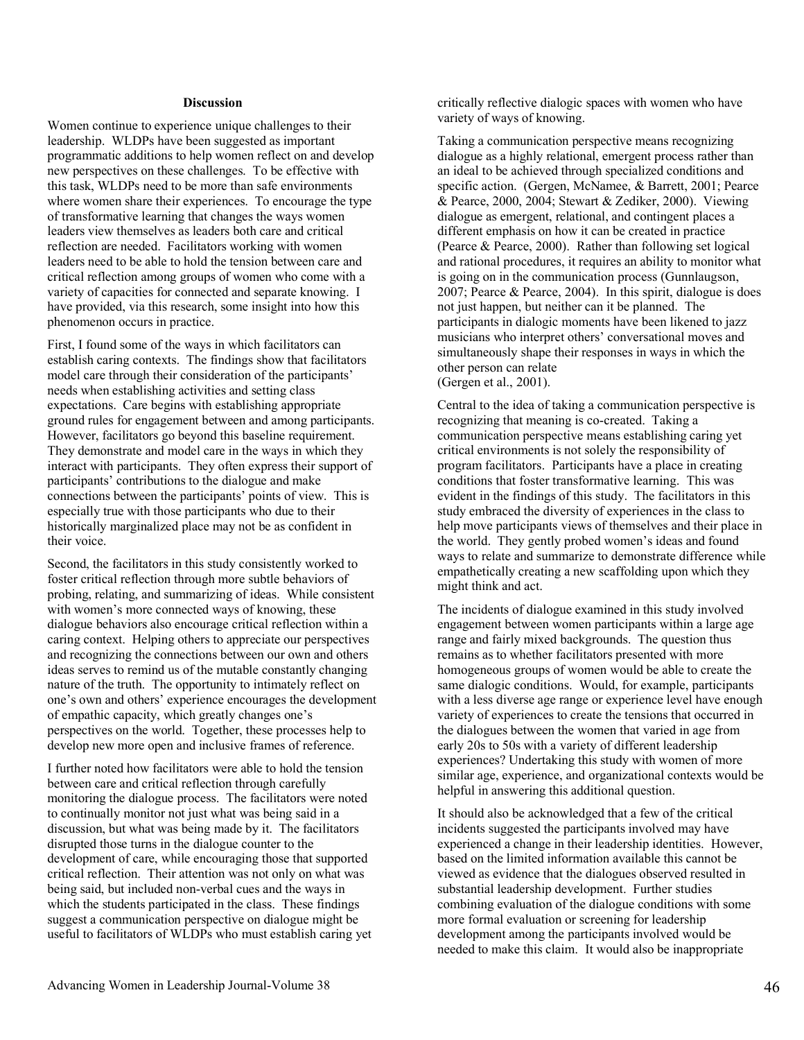### Discussion

Women continue to experience unique challenges to their leadership. WLDPs have been suggested as important programmatic additions to help women reflect on and develop new perspectives on these challenges. To be effective with this task, WLDPs need to be more than safe environments where women share their experiences. To encourage the type of transformative learning that changes the ways women leaders view themselves as leaders both care and critical reflection are needed. Facilitators working with women leaders need to be able to hold the tension between care and critical reflection among groups of women who come with a variety of capacities for connected and separate knowing. I have provided, via this research, some insight into how this phenomenon occurs in practice.

First, I found some of the ways in which facilitators can establish caring contexts. The findings show that facilitators model care through their consideration of the participants' needs when establishing activities and setting class expectations. Care begins with establishing appropriate ground rules for engagement between and among participants. However, facilitators go beyond this baseline requirement. They demonstrate and model care in the ways in which they interact with participants. They often express their support of participants' contributions to the dialogue and make connections between the participants' points of view. This is especially true with those participants who due to their historically marginalized place may not be as confident in their voice.

Second, the facilitators in this study consistently worked to foster critical reflection through more subtle behaviors of probing, relating, and summarizing of ideas. While consistent with women's more connected ways of knowing, these dialogue behaviors also encourage critical reflection within a caring context. Helping others to appreciate our perspectives and recognizing the connections between our own and others ideas serves to remind us of the mutable constantly changing nature of the truth. The opportunity to intimately reflect on one's own and others' experience encourages the development of empathic capacity, which greatly changes one's perspectives on the world. Together, these processes help to develop new more open and inclusive frames of reference.

I further noted how facilitators were able to hold the tension between care and critical reflection through carefully monitoring the dialogue process. The facilitators were noted to continually monitor not just what was being said in a discussion, but what was being made by it. The facilitators disrupted those turns in the dialogue counter to the development of care, while encouraging those that supported critical reflection. Their attention was not only on what was being said, but included non-verbal cues and the ways in which the students participated in the class. These findings suggest a communication perspective on dialogue might be useful to facilitators of WLDPs who must establish caring yet critically reflective dialogic spaces with women who have variety of ways of knowing.

Taking a communication perspective means recognizing dialogue as a highly relational, emergent process rather than an ideal to be achieved through specialized conditions and specific action. (Gergen, McNamee, & Barrett, 2001; Pearce & Pearce, 2000, 2004; Stewart & Zediker, 2000). Viewing dialogue as emergent, relational, and contingent places a different emphasis on how it can be created in practice (Pearce & Pearce, 2000). Rather than following set logical and rational procedures, it requires an ability to monitor what is going on in the communication process (Gunnlaugson, 2007; Pearce & Pearce, 2004). In this spirit, dialogue is does not just happen, but neither can it be planned. The participants in dialogic moments have been likened to jazz musicians who interpret others' conversational moves and simultaneously shape their responses in ways in which the other person can relate (Gergen et al., 2001).

Central to the idea of taking a communication perspective is recognizing that meaning is co-created. Taking a communication perspective means establishing caring yet critical environments is not solely the responsibility of program facilitators. Participants have a place in creating conditions that foster transformative learning. This was evident in the findings of this study. The facilitators in this study embraced the diversity of experiences in the class to help move participants views of themselves and their place in the world. They gently probed women's ideas and found ways to relate and summarize to demonstrate difference while empathetically creating a new scaffolding upon which they might think and act.

The incidents of dialogue examined in this study involved engagement between women participants within a large age range and fairly mixed backgrounds. The question thus remains as to whether facilitators presented with more homogeneous groups of women would be able to create the same dialogic conditions. Would, for example, participants with a less diverse age range or experience level have enough variety of experiences to create the tensions that occurred in the dialogues between the women that varied in age from early 20s to 50s with a variety of different leadership experiences? Undertaking this study with women of more similar age, experience, and organizational contexts would be helpful in answering this additional question.

It should also be acknowledged that a few of the critical incidents suggested the participants involved may have experienced a change in their leadership identities. However, based on the limited information available this cannot be viewed as evidence that the dialogues observed resulted in substantial leadership development. Further studies combining evaluation of the dialogue conditions with some more formal evaluation or screening for leadership development among the participants involved would be needed to make this claim. It would also be inappropriate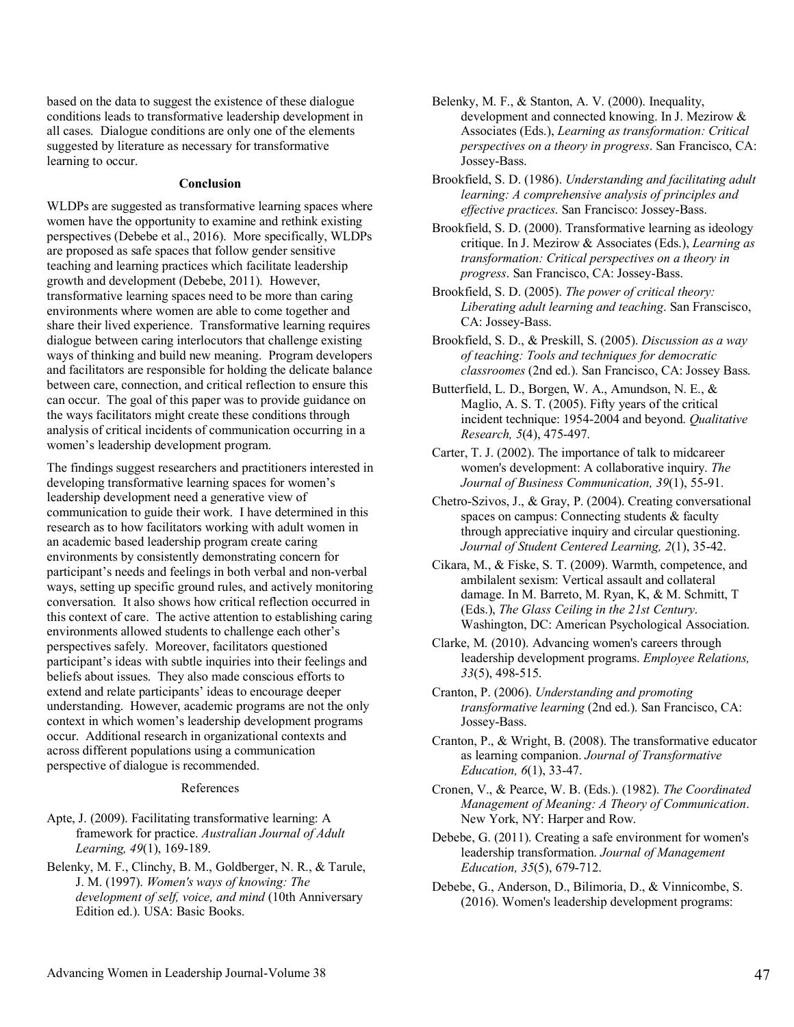based on the data to suggest the existence of these dialogue conditions leads to transformative leadership development in all cases. Dialogue conditions are only one of the elements suggested by literature as necessary for transformative learning to occur.

## Conclusion

WLDPs are suggested as transformative learning spaces where women have the opportunity to examine and rethink existing perspectives (Debebe et al., 2016). More specifically, WLDPs are proposed as safe spaces that follow gender sensitive teaching and learning practices which facilitate leadership growth and development (Debebe, 2011). However, transformative learning spaces need to be more than caring environments where women are able to come together and share their lived experience. Transformative learning requires dialogue between caring interlocutors that challenge existing ways of thinking and build new meaning. Program developers and facilitators are responsible for holding the delicate balance between care, connection, and critical reflection to ensure this can occur. The goal of this paper was to provide guidance on the ways facilitators might create these conditions through analysis of critical incidents of communication occurring in a women's leadership development program.

The findings suggest researchers and practitioners interested in developing transformative learning spaces for women's leadership development need a generative view of communication to guide their work. I have determined in this research as to how facilitators working with adult women in an academic based leadership program create caring environments by consistently demonstrating concern for participant's needs and feelings in both verbal and non-verbal ways, setting up specific ground rules, and actively monitoring conversation. It also shows how critical reflection occurred in this context of care. The active attention to establishing caring environments allowed students to challenge each other's perspectives safely. Moreover, facilitators questioned participant's ideas with subtle inquiries into their feelings and beliefs about issues. They also made conscious efforts to extend and relate participants' ideas to encourage deeper understanding. However, academic programs are not the only context in which women's leadership development programs occur. Additional research in organizational contexts and across different populations using a communication perspective of dialogue is recommended.

## References

Apte, J. (2009). Facilitating transformative learning: A framework for practice. *Australian Journal of Adult Learning, 49*(1), 169-189.

Belenky, M. F., Clinchy, B. M., Goldberger, N. R., & Tarule, J. M. (1997). *Women's ways of knowing: The development of self, voice, and mind* (10th Anniversary Edition ed.). USA: Basic Books.

Belenky, M. F., & Stanton, A. V. (2000). Inequality, development and connected knowing. In J. Mezirow & Associates (Eds.), *Learning as transformation: Critical perspectives on a theory in progress*. San Francisco, CA: Jossey-Bass.

Brookfield, S. D. (1986). *Understanding and facilitating adult learning: A comprehensive analysis of principles and effective practices*. San Francisco: Jossey-Bass.

Brookfield, S. D. (2000). Transformative learning as ideology critique. In J. Mezirow & Associates (Eds.), *Learning as transformation: Critical perspectives on a theory in progress*. San Francisco, CA: Jossey-Bass.

Brookfield, S. D. (2005). *The power of critical theory: Liberating adult learning and teaching*. San Franscisco, CA: Jossey-Bass.

Brookfield, S. D., & Preskill, S. (2005). *Discussion as a way of teaching: Tools and techniques for democratic classroomes* (2nd ed.). San Francisco, CA: Jossey Bass.

Butterfield, L. D., Borgen, W. A., Amundson, N. E., & Maglio, A. S. T. (2005). Fifty years of the critical incident technique: 1954-2004 and beyond. *Qualitative Research, 5*(4), 475-497.

Carter, T. J. (2002). The importance of talk to midcareer women's development: A collaborative inquiry. *The Journal of Business Communication, 39*(1), 55-91.

Chetro-Szivos, J., & Gray, P. (2004). Creating conversational spaces on campus: Connecting students & faculty through appreciative inquiry and circular questioning. *Journal of Student Centered Learning, 2*(1), 35-42.

Cikara, M., & Fiske, S. T. (2009). Warmth, competence, and ambilalent sexism: Vertical assault and collateral damage. In M. Barreto, M. Ryan, K, & M. Schmitt, T (Eds.), *The Glass Ceiling in the 21st Century*. Washington, DC: American Psychological Association.

Clarke, M. (2010). Advancing women's careers through leadership development programs. *Employee Relations, 33*(5), 498-515.

Cranton, P. (2006). *Understanding and promoting transformative learning* (2nd ed.). San Francisco, CA: Jossey-Bass.

Cranton, P., & Wright, B. (2008). The transformative educator as learning companion. *Journal of Transformative Education, 6*(1), 33-47.

Cronen, V., & Pearce, W. B. (Eds.). (1982). *The Coordinated Management of Meaning: A Theory of Communication*. New York, NY: Harper and Row.

Debebe, G. (2011). Creating a safe environment for women's leadership transformation. *Journal of Management Education, 35*(5), 679-712.

Debebe, G., Anderson, D., Bilimoria, D., & Vinnicombe, S. (2016). Women's leadership development programs: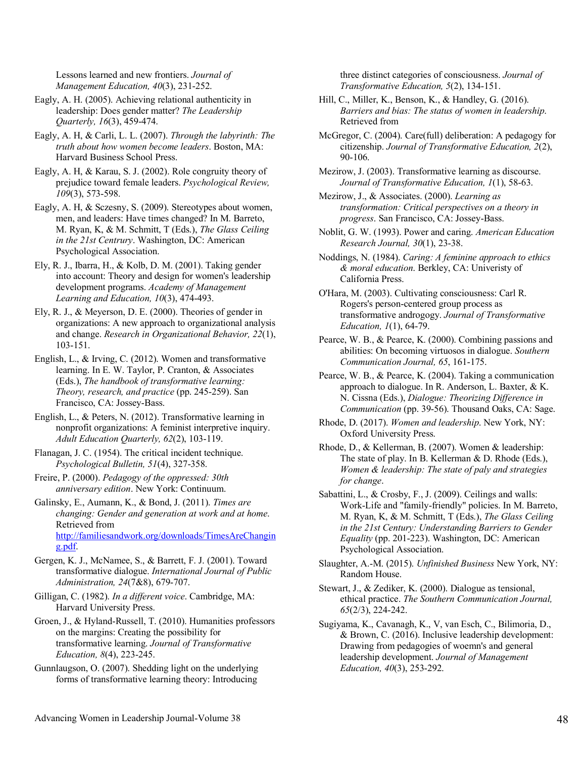Lessons learned and new frontiers. *Journal of Management Education, 40*(3), 231-252.

Eagly, A. H. (2005). Achieving relational authenticity in leadership: Does gender matter? *The Leadership Quarterly, 16*(3), 459-474.

Eagly, A. H, & Carli, L. L. (2007). *Through the labyrinth: The truth about how women become leaders*. Boston, MA: Harvard Business School Press.

Eagly, A. H, & Karau, S. J. (2002). Role congruity theory of prejudice toward female leaders. *Psychological Review, 109*(3), 573-598.

Eagly, A. H, & Sczesny, S. (2009). Stereotypes about women, men, and leaders: Have times changed? In M. Barreto, M. Ryan, K, & M. Schmitt, T (Eds.), *The Glass Ceiling in the 21st Centrury*. Washington, DC: American Psychological Association.

Ely, R. J., Ibarra, H., & Kolb, D. M. (2001). Taking gender into account: Theory and design for women's leadership development programs. *Academy of Management Learning and Education, 10*(3), 474-493.

Ely, R. J., & Meyerson, D. E. (2000). Theories of gender in organizations: A new approach to organizational analysis and change. *Research in Organizational Behavior, 22*(1), 103-151.

English, L., & Irving, C. (2012). Women and transformative learning. In E. W. Taylor, P. Cranton, & Associates (Eds.), *The handbook of transformative learning: Theory, research, and practice* (pp. 245-259). San Francisco, CA: Jossey-Bass.

English, L., & Peters, N. (2012). Transformative learning in nonprofit organizations: A feminist interpretive inquiry. *Adult Education Quarterly, 62*(2), 103-119.

Flanagan, J. C. (1954). The critical incident technique. *Psychological Bulletin, 51*(4), 327-358.

Freire, P. (2000). *Pedagogy of the oppressed: 30th anniversary edition*. New York: Continuum.

Galinsky, E., Aumann, K., & Bond, J. (2011). *Times are changing: Gender and generation at work and at home*. Retrieved from http://familiesandwork.org/downloads/TimesAreChanging.pdf.

Gergen, K. J., McNamee, S., & Barrett, F. J. (2001). Toward transformative dialogue. *International Journal of Public Administration, 24*(7&8), 679-707.

Gilligan, C. (1982). *In a different voice*. Cambridge, MA: Harvard University Press.

Groen, J., & Hyland-Russell, T. (2010). Humanities professors on the margins: Creating the possibility for transformative learning. *Journal of Transformative Education, 8*(4), 223-245.

Gunnlaugson, O. (2007). Shedding light on the underlying forms of transformative learning theory: Introducing three distinct categories of consciousness. *Journal of Transformative Education, 5*(2), 134-151.

Hill, C., Miller, K., Benson, K., & Handley, G. (2016). *Barriers and bias: The status of women in leadership*. Retrieved from

McGregor, C. (2004). Care(full) deliberation: A pedagogy for citizenship. *Journal of Transformative Education, 2*(2), 90-106.

Mezirow, J. (2003). Transformative learning as discourse. *Journal of Transformative Education, 1*(1), 58-63.

Mezirow, J., & Associates. (2000). *Learning as transformation: Critical perspectives on a theory in progress*. San Francisco, CA: Jossey-Bass.

Noblit, G. W. (1993). Power and caring. *American Education Research Journal, 30*(1), 23-38.

Noddings, N. (1984). *Caring: A feminine approach to ethics & moral education*. Berkley, CA: Univeristy of California Press.

O'Hara, M. (2003). Cultivating consciousness: Carl R. Rogers's person-centered group process as transformative androgogy. *Journal of Transformative Education, 1*(1), 64-79.

Pearce, W. B., & Pearce, K. (2000). Combining passions and abilities: On becoming virtuosos in dialogue. *Southern Communication Journal, 65*, 161-175.

Pearce, W. B., & Pearce, K. (2004). Taking a communication approach to dialogue. In R. Anderson, L. Baxter, & K. N. Cissna (Eds.), *Dialogue: Theorizing Difference in Communication* (pp. 39-56). Thousand Oaks, CA: Sage.

Rhode, D. (2017). *Women and leadership*. New York, NY: Oxford University Press.

Rhode, D., & Kellerman, B. (2007). Women & leadership: The state of play. In B. Kellerman & D. Rhode (Eds.), *Women & leadership: The state of paly and strategies for change*.

Sabattini, L., & Crosby, F., J. (2009). Ceilings and walls: Work-Life and "family-friendly" policies. In M. Barreto, M. Ryan, K, & M. Schmitt, T (Eds.), *The Glass Ceiling in the 21st Century: Understanding Barriers to Gender Equality* (pp. 201-223). Washington, DC: American Psychological Association.

Slaughter, A.-M. (2015). *Unfinished Business* New York, NY: Random House.

Stewart, J., & Zediker, K. (2000). Dialogue as tensional, ethical practice. *The Southern Communication Journal, 65*(2/3), 224-242.

Sugiyama, K., Cavanagh, K., V, van Esch, C., Bilimoria, D., & Brown, C. (2016). Inclusive leadership development: Drawing from pedagogies of woemn's and general leadership development. *Journal of Management Education, 40*(3), 253-292.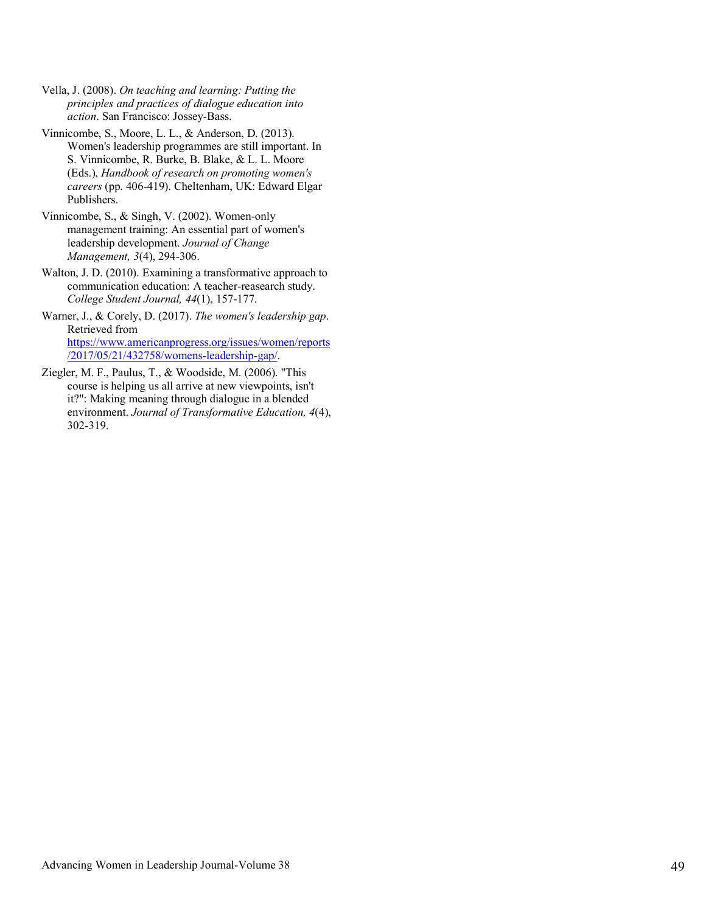Vella, J. (2008). *On teaching and learning: Putting the principles and practices of dialogue education into action*. San Francisco: Jossey-Bass.

Vinnicombe, S., Moore, L. L., & Anderson, D. (2013). Women's leadership programmes are still important. In S. Vinnicombe, R. Burke, B. Blake, & L. L. Moore (Eds.), *Handbook of research on promoting women's careers* (pp. 406-419). Cheltenham, UK: Edward Elgar Publishers.

Vinnicombe, S., & Singh, V. (2002). Women-only management training: An essential part of women's leadership development. *Journal of Change Management, 3*(4), 294-306.

Walton, J. D. (2010). Examining a transformative approach to communication education: A teacher-reasearch study. *College Student Journal, 44*(1), 157-177.

Warner, J., & Corely, D. (2017). *The women's leadership gap*. Retrieved from https://www.americanprogress.org/issues/women/reports/2017/05/21/432758/womens-leadership-gap/.

Ziegler, M. F., Paulus, T., & Woodside, M. (2006). "This course is helping us all arrive at new viewpoints, isn't it?": Making meaning through dialogue in a blended environment. *Journal of Transformative Education, 4*(4), 302-319.